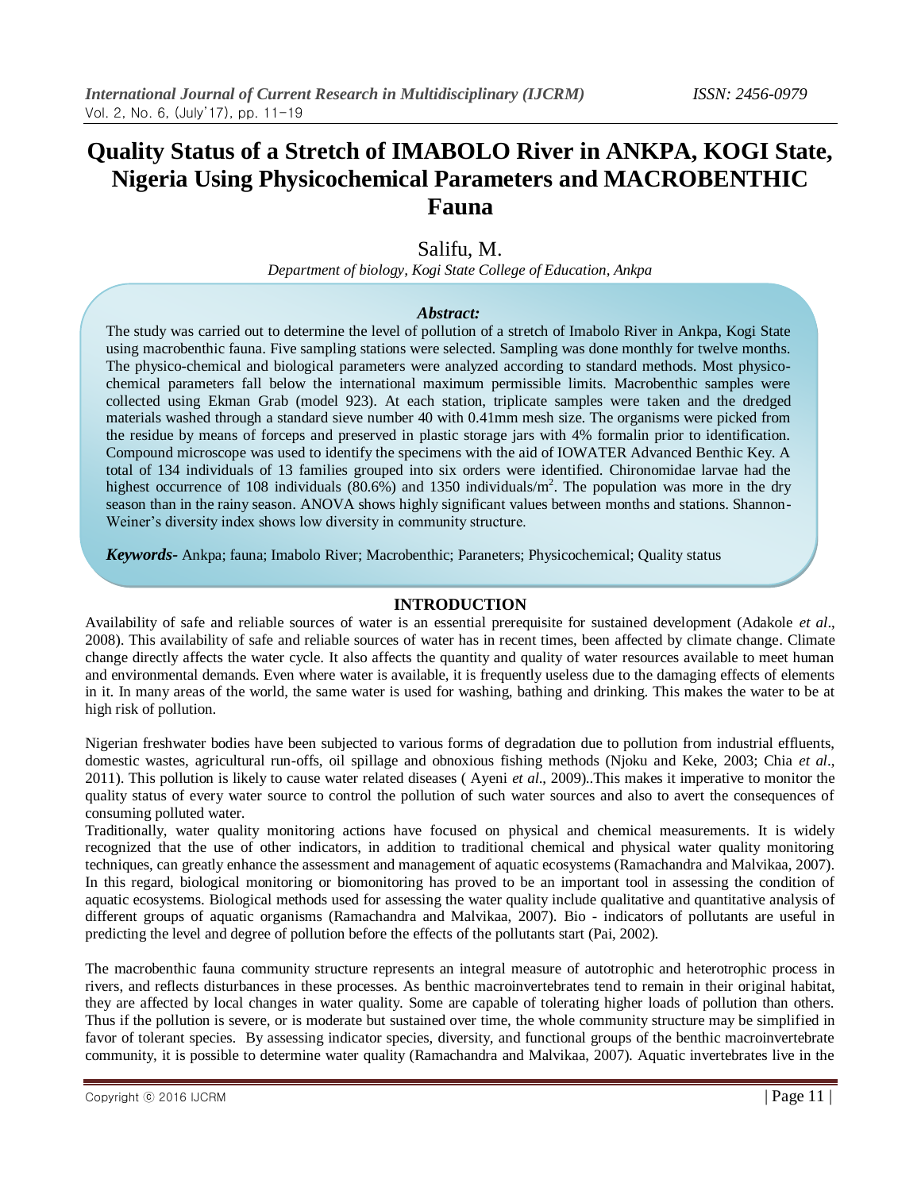# Quality Status of a Stretch of IMABOLO River in ANKPA, KOGI State, Nigeria Using Physicochemical Parameters and MACROBENTHIC Fauna

Salifu, M.

*Department of biology, Kogi State College of Education, Ankpa*

***Abstract:***

The study was carried out to determine the level of pollution of a stretch of Imabolo River in Ankpa, Kogi State using macrobenthic fauna. Five sampling stations were selected. Sampling was done monthly for twelve months. The physico-chemical and biological parameters were analyzed according to standard methods. Most physico-chemical parameters fall below the international maximum permissible limits. Macrobenthic samples were collected using Ekman Grab (model 923). At each station, triplicate samples were taken and the dredged materials washed through a standard sieve number 40 with 0.41mm mesh size. The organisms were picked from the residue by means of forceps and preserved in plastic storage jars with 4% formalin prior to identification. Compound microscope was used to identify the specimens with the aid of IOWATER Advanced Benthic Key. A total of 134 individuals of 13 families grouped into six orders were identified. Chironomidae larvae had the highest occurrence of 108 individuals (80.6%) and 1350 individuals/m$^2$. The population was more in the dry season than in the rainy season. ANOVA shows highly significant values between months and stations. Shannon-Weiner's diversity index shows low diversity in community structure.

***Keywords-*** Ankpa; fauna; Imabolo River; Macrobenthic; Paraneters; Physicochemical; Quality status

## INTRODUCTION

Availability of safe and reliable sources of water is an essential prerequisite for sustained development (Adakole *et al*., 2008). This availability of safe and reliable sources of water has in recent times, been affected by climate change. Climate change directly affects the water cycle. It also affects the quantity and quality of water resources available to meet human and environmental demands. Even where water is available, it is frequently useless due to the damaging effects of elements in it. In many areas of the world, the same water is used for washing, bathing and drinking. This makes the water to be at high risk of pollution.

Nigerian freshwater bodies have been subjected to various forms of degradation due to pollution from industrial effluents, domestic wastes, agricultural run-offs, oil spillage and obnoxious fishing methods (Njoku and Keke, 2003; Chia *et al*., 2011). This pollution is likely to cause water related diseases ( Ayeni *et al*., 2009)..This makes it imperative to monitor the quality status of every water source to control the pollution of such water sources and also to avert the consequences of consuming polluted water.

Traditionally, water quality monitoring actions have focused on physical and chemical measurements. It is widely recognized that the use of other indicators, in addition to traditional chemical and physical water quality monitoring techniques, can greatly enhance the assessment and management of aquatic ecosystems (Ramachandra and Malvikaa, 2007). In this regard, biological monitoring or biomonitoring has proved to be an important tool in assessing the condition of aquatic ecosystems. Biological methods used for assessing the water quality include qualitative and quantitative analysis of different groups of aquatic organisms (Ramachandra and Malvikaa, 2007). Bio - indicators of pollutants are useful in predicting the level and degree of pollution before the effects of the pollutants start (Pai, 2002).

The macrobenthic fauna community structure represents an integral measure of autotrophic and heterotrophic process in rivers, and reflects disturbances in these processes. As benthic macroinvertebrates tend to remain in their original habitat, they are affected by local changes in water quality. Some are capable of tolerating higher loads of pollution than others. Thus if the pollution is severe, or is moderate but sustained over time, the whole community structure may be simplified in favor of tolerant species. By assessing indicator species, diversity, and functional groups of the benthic macroinvertebrate community, it is possible to determine water quality (Ramachandra and Malvikaa, 2007). Aquatic invertebrates live in the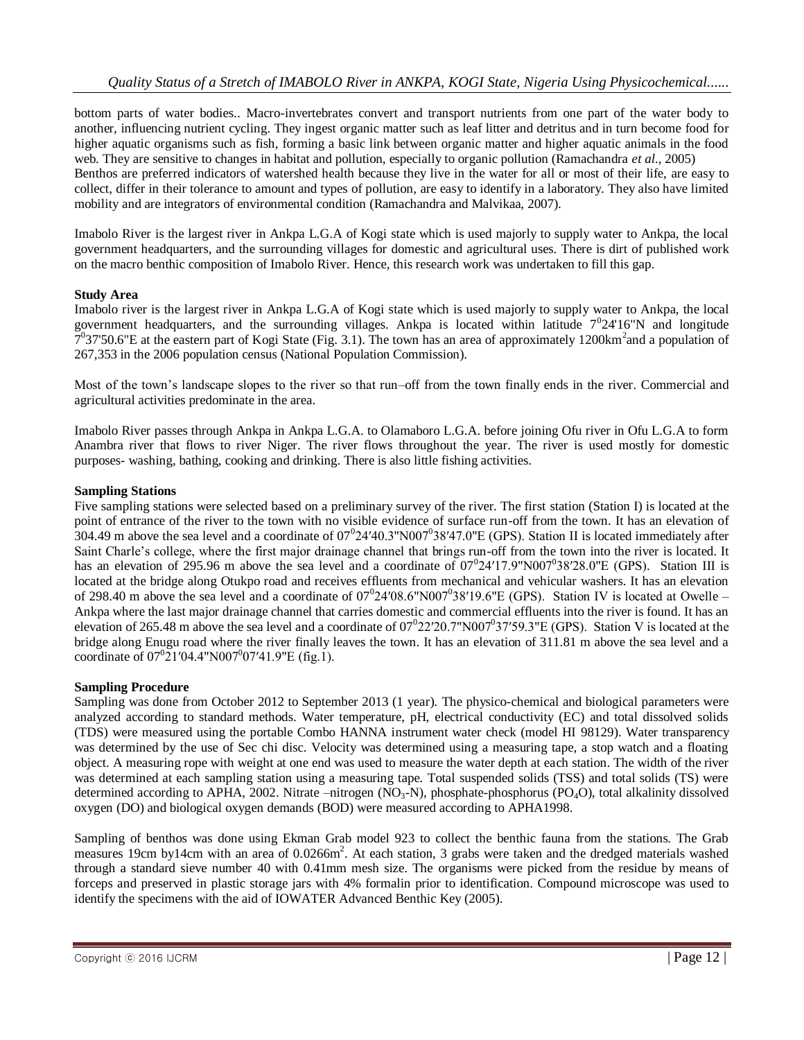bottom parts of water bodies.. Macro-invertebrates convert and transport nutrients from one part of the water body to another, influencing nutrient cycling. They ingest organic matter such as leaf litter and detritus and in turn become food for higher aquatic organisms such as fish, forming a basic link between organic matter and higher aquatic animals in the food web. They are sensitive to changes in habitat and pollution, especially to organic pollution (Ramachandra *et al*., 2005)
Benthos are preferred indicators of watershed health because they live in the water for all or most of their life, are easy to collect, differ in their tolerance to amount and types of pollution, are easy to identify in a laboratory. They also have limited mobility and are integrators of environmental condition (Ramachandra and Malvikaa, 2007).

Imabolo River is the largest river in Ankpa L.G.A of Kogi state which is used majorly to supply water to Ankpa, the local government headquarters, and the surrounding villages for domestic and agricultural uses. There is dirt of published work on the macro benthic composition of Imabolo River. Hence, this research work was undertaken to fill this gap.

**Study Area**

Imabolo river is the largest river in Ankpa L.G.A of Kogi state which is used majorly to supply water to Ankpa, the local government headquarters, and the surrounding villages. Ankpa is located within latitude $7^0$24'16"N and longitude $7^0$37'50.6"E at the eastern part of Kogi State (Fig. 3.1). The town has an area of approximately 1200km$^2$and a population of 267,353 in the 2006 population census (National Population Commission).

Most of the town's landscape slopes to the river so that run–off from the town finally ends in the river. Commercial and agricultural activities predominate in the area.

Imabolo River passes through Ankpa in Ankpa L.G.A. to Olamaboro L.G.A. before joining Ofu river in Ofu L.G.A to form Anambra river that flows to river Niger. The river flows throughout the year. The river is used mostly for domestic purposes- washing, bathing, cooking and drinking. There is also little fishing activities.

**Sampling Stations**

Five sampling stations were selected based on a preliminary survey of the river. The first station (Station I) is located at the point of entrance of the river to the town with no visible evidence of surface run-off from the town. It has an elevation of 304.49 m above the sea level and a coordinate of 07$^0$24′40.3"N007$^0$38′47.0"E (GPS). Station II is located immediately after Saint Charle's college, where the first major drainage channel that brings run-off from the town into the river is located. It has an elevation of 295.96 m above the sea level and a coordinate of 07$^0$24′17.9"N007$^0$38′28.0"E (GPS). Station III is located at the bridge along Otukpo road and receives effluents from mechanical and vehicular washers. It has an elevation of 298.40 m above the sea level and a coordinate of 07$^0$24′08.6"N007$^0$38′19.6"E (GPS). Station IV is located at Owelle – Ankpa where the last major drainage channel that carries domestic and commercial effluents into the river is found. It has an elevation of 265.48 m above the sea level and a coordinate of 07$^0$22′20.7"N007$^0$37′59.3"E (GPS). Station V is located at the bridge along Enugu road where the river finally leaves the town. It has an elevation of 311.81 m above the sea level and a coordinate of 07$^0$21′04.4"N007$^0$07′41.9"E (fig.1).

**Sampling Procedure**

Sampling was done from October 2012 to September 2013 (1 year). The physico-chemical and biological parameters were analyzed according to standard methods. Water temperature, pH, electrical conductivity (EC) and total dissolved solids (TDS) were measured using the portable Combo HANNA instrument water check (model HI 98129). Water transparency was determined by the use of Sec chi disc. Velocity was determined using a measuring tape, a stop watch and a floating object. A measuring rope with weight at one end was used to measure the water depth at each station. The width of the river was determined at each sampling station using a measuring tape. Total suspended solids (TSS) and total solids (TS) were determined according to APHA, 2002. Nitrate –nitrogen ($NO_3$-N), phosphate-phosphorus ($PO_4O$), total alkalinity dissolved oxygen (DO) and biological oxygen demands (BOD) were measured according to APHA1998.

Sampling of benthos was done using Ekman Grab model 923 to collect the benthic fauna from the stations. The Grab measures 19cm by14cm with an area of 0.0266m$^2$. At each station, 3 grabs were taken and the dredged materials washed through a standard sieve number 40 with 0.41mm mesh size. The organisms were picked from the residue by means of forceps and preserved in plastic storage jars with 4% formalin prior to identification. Compound microscope was used to identify the specimens with the aid of IOWATER Advanced Benthic Key (2005).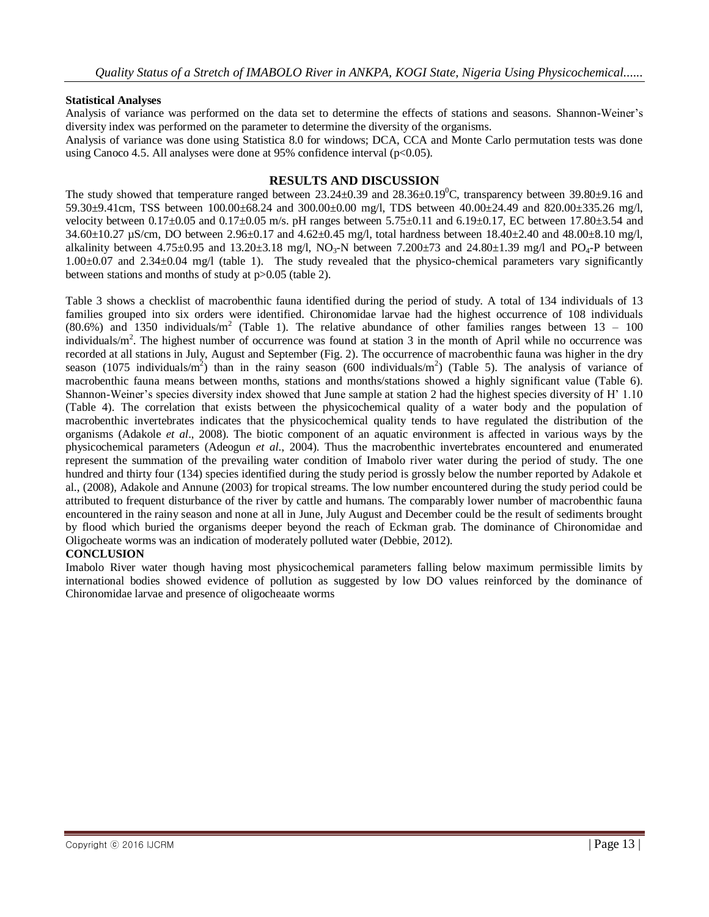**Statistical Analyses**

Analysis of variance was performed on the data set to determine the effects of stations and seasons. Shannon-Weiner's diversity index was performed on the parameter to determine the diversity of the organisms.

Analysis of variance was done using Statistica 8.0 for windows; DCA, CCA and Monte Carlo permutation tests was done using Canoco 4.5. All analyses were done at 95% confidence interval ($p<0.05$).

## RESULTS AND DISCUSSION

The study showed that temperature ranged between 23.24±0.39 and 28.36±0.19$^0$C, transparency between 39.80±9.16 and 59.30±9.41cm, TSS between 100.00±68.24 and 300.00±0.00 mg/l, TDS between 40.00±24.49 and 820.00±335.26 mg/l, velocity between 0.17±0.05 and 0.17±0.05 m/s. pH ranges between 5.75±0.11 and 6.19±0.17, EC between 17.80±3.54 and 34.60±10.27 µS/cm, DO between 2.96±0.17 and 4.62±0.45 mg/l, total hardness between 18.40±2.40 and 48.00±8.10 mg/l, alkalinity between 4.75±0.95 and 13.20±3.18 mg/l, $NO_3$-N between 7.200±73 and 24.80±1.39 mg/l and $PO_4$-P between 1.00±0.07 and 2.34±0.04 mg/l (table 1). The study revealed that the physico-chemical parameters vary significantly between stations and months of study at $p>0.05$ (table 2).

Table 3 shows a checklist of macrobenthic fauna identified during the period of study. A total of 134 individuals of 13 families grouped into six orders were identified. Chironomidae larvae had the highest occurrence of 108 individuals (80.6%) and 1350 individuals/m$^2$ (Table 1). The relative abundance of other families ranges between 13 – 100 individuals/m$^2$. The highest number of occurrence was found at station 3 in the month of April while no occurrence was recorded at all stations in July, August and September (Fig. 2). The occurrence of macrobenthic fauna was higher in the dry season (1075 individuals/m$^2$) than in the rainy season (600 individuals/m$^2$) (Table 5). The analysis of variance of macrobenthic fauna means between months, stations and months/stations showed a highly significant value (Table 6). Shannon-Weiner's species diversity index showed that June sample at station 2 had the highest species diversity of H' 1.10 (Table 4). The correlation that exists between the physicochemical quality of a water body and the population of macrobenthic invertebrates indicates that the physicochemical quality tends to have regulated the distribution of the organisms (Adakole *et al*., 2008). The biotic component of an aquatic environment is affected in various ways by the physicochemical parameters (Adeogun *et al.*, 2004). Thus the macrobenthic invertebrates encountered and enumerated represent the summation of the prevailing water condition of Imabolo river water during the period of study. The one hundred and thirty four (134) species identified during the study period is grossly below the number reported by Adakole et al., (2008), Adakole and Annune (2003) for tropical streams. The low number encountered during the study period could be attributed to frequent disturbance of the river by cattle and humans. The comparably lower number of macrobenthic fauna encountered in the rainy season and none at all in June, July August and December could be the result of sediments brought by flood which buried the organisms deeper beyond the reach of Eckman grab. The dominance of Chironomidae and Oligocheate worms was an indication of moderately polluted water (Debbie, 2012).

**CONCLUSION**

Imabolo River water though having most physicochemical parameters falling below maximum permissible limits by international bodies showed evidence of pollution as suggested by low DO values reinforced by the dominance of Chironomidae larvae and presence of oligocheaate worms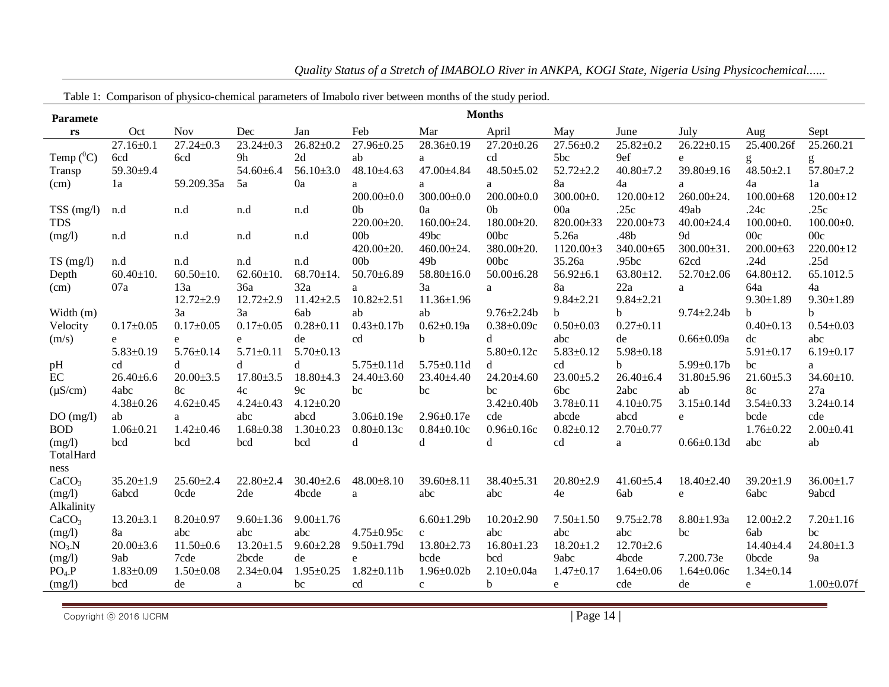Table 1: Comparison of physico-chemical parameters of Imabolo river between months of the study period.

| Parameters | Months | | | | | | | | | | | |
|---|---|---|---|---|---|---|---|---|---|---|---|---|
| | Oct | Nov | Dec | Jan | Feb | Mar | April | May | June | July | Aug | Sept |
| Temp ($^0$C) | 27.16±0.16cd | 27.24±0.36cd | 23.24±0.39h | 26.82±0.22d | 27.96±0.25ab | 28.36±0.19a | 27.20±0.26cd | 27.56±0.25bc | 25.82±0.29ef | 26.22±0.15e | 25.400.26fg | 25.260.21g |
| Transp (cm) | 59.30±9.41a | 59.209.35a | 54.60±6.45a | 56.10±3.00a | 48.10±4.63a | 47.00±4.84a | 48.50±5.02a | 52.72±2.28a | 40.80±7.24a | 39.80±9.16a | 48.50±2.14a | 57.80±7.21a |
| TSS (mg/l) | n.d | n.d | n.d | n.d | 200.00±0.00b | 300.00±0.00a | 200.00±0.00b | 300.00±0.00a | 120.00±12.25c | 260.00±24.49ab | 100.00±68.24c | 120.00±12.25c |
| TDS (mg/l) | n.d | n.d | n.d | n.d | 220.00±20.00b | 160.00±24.49bc | 180.00±20.00bc | 820.00±335.26a | 220.00±73.48b | 40.00±24.49d | 100.00±0.00c | 100.00±0.00c |
| TS (mg/l) | n.d | n.d | n.d | n.d | 420.00±20.00b | 460.00±24.49b | 380.00±20.00bc | 1120.00±35.26a | 340.00±65.95bc | 300.00±31.62cd | 200.00±63.24d | 220.00±12.25d |
| Depth (cm) | 60.40±10.07a | 60.50±10.13a | 62.60±10.36a | 68.70±14.32a | 50.70±6.89a | 58.80±16.03a | 50.00±6.28a | 56.92±6.18a | 63.80±12.22a | 52.70±2.06a | 64.80±12.64a | 65.1012.54a |
| Width (m) | | 12.72±2.93a | 12.72±2.93a | 11.42±2.56ab | 10.82±2.51ab | 11.36±1.96ab | 9.76±2.24b | 9.84±2.21b | 9.84±2.21b | 9.74±2.24b | 9.30±1.89b | 9.30±1.89b |
| Velocity (m/s) | 0.17±0.05e | 0.17±0.05e | 0.17±0.05e | 0.28±0.11de | 0.43±0.17bcd | 0.62±0.19ab | 0.38±0.09cd | 0.50±0.03abc | 0.27±0.11de | 0.66±0.09a | 0.40±0.13dc | 0.54±0.03abc |
| pH | 5.83±0.19cd | 5.76±0.14d | 5.71±0.11d | 5.70±0.13d | 5.75±0.11d | 5.75±0.11d | 5.80±0.12cd | 5.83±0.12cd | 5.98±0.18b | 5.99±0.17b | 5.91±0.17bc | 6.19±0.17a |
| EC (µS/cm) | 26.40±6.64abc | 20.00±3.58c | 17.80±3.54c | 18.80±4.39c | 24.40±3.60bc | 23.40±4.40bc | 24.20±4.60bc | 23.00±5.26bc | 26.40±6.42abc | 31.80±5.96ab | 21.60±5.38c | 34.60±10.27a |
| DO (mg/l) | 4.38±0.26ab | 4.62±0.45a | 4.24±0.43abc | 4.12±0.20abcd | 3.06±0.19e | 2.96±0.17e | 3.42±0.40bcde | 3.78±0.11abcde | 4.10±0.75abcd | 3.15±0.14de | 3.54±0.33bcde | 3.24±0.14cde |
| BOD (mg/l) | 1.06±0.21bcd | 1.42±0.46bcd | 1.68±0.38bcd | 1.30±0.23bcd | 0.80±0.13cd | 0.84±0.10cd | 0.96±0.16cd | 0.82±0.12cd | 2.70±0.77a | 0.66±0.13d | 1.76±0.22abc | 2.00±0.41ab |
| TotalHardness $CaCO_3$ (mg/l) | 35.20±1.96abcd | 25.60±2.40cde | 22.80±2.42de | 30.40±2.64bcde | 48.00±8.10a | 39.60±8.11abc | 38.40±5.31abc | 20.80±2.94e | 41.60±5.46ab | 18.40±2.40e | 39.20±1.96abc | 36.00±1.79abcd |
| Alkalinity $CaCO_3$ (mg/l) | 13.20±3.18a | 8.20±0.97abc | 9.60±1.36abc | 9.00±1.76abc | 4.75±0.95c | 6.60±1.29bc | 10.20±2.90abc | 7.50±1.50abc | 9.75±2.78abc | 8.80±1.93abc | 12.00±2.26ab | 7.20±1.16bc |
| $NO_3$-N (mg/l) | 20.00±3.69ab | 11.50±0.67cde | 13.20±1.52bcde | 9.60±2.28de | 9.50±1.79de | 13.80±2.73bcde | 16.80±1.23bcd | 18.20±1.29abc | 12.70±2.64bcde | 7.200.73e | 14.40±4.40bcde | 24.80±1.39a |
| $PO_4$-P (mg/l) | 1.83±0.09bcd | 1.50±0.08de | 2.34±0.04a | 1.95±0.25bc | 1.82±0.11bcd | 1.96±0.02bc | 2.10±0.04ab | 1.47±0.17e | 1.64±0.06cde | 1.64±0.06cde | 1.34±0.14e | 1.00±0.07f |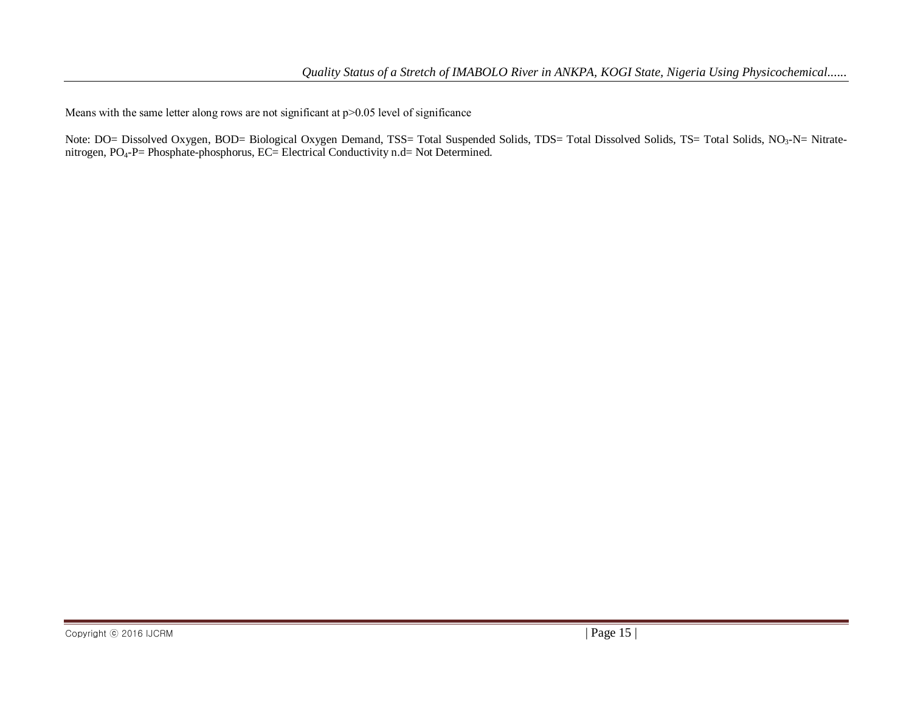Means with the same letter along rows are not significant at $p>0.05$ level of significance

Note: DO= Dissolved Oxygen, BOD= Biological Oxygen Demand, TSS= Total Suspended Solids, TDS= Total Dissolved Solids, TS= Total Solids, $NO_3$-N= Nitrate-nitrogen, $PO_4$-P= Phosphate-phosphorus, EC= Electrical Conductivity n.d= Not Determined.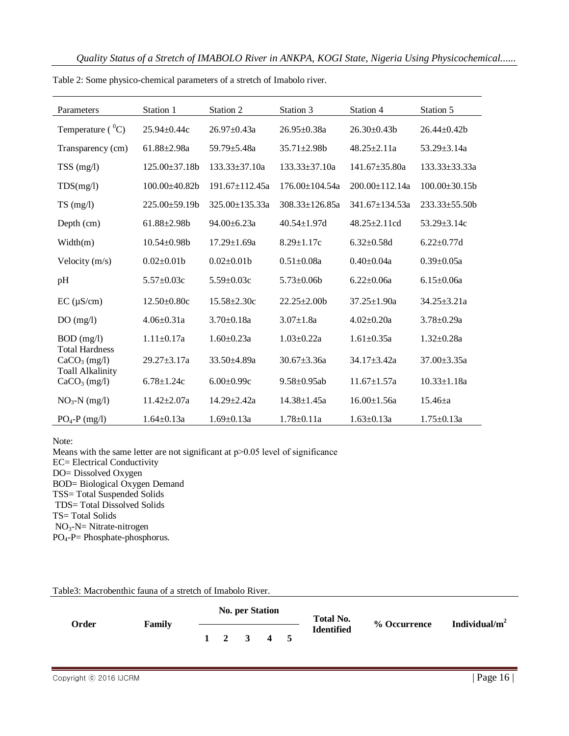Table 2: Some physico-chemical parameters of a stretch of Imabolo river.

| Parameters | Station 1 | Station 2 | Station 3 | Station 4 | Station 5 |
|---|---|---|---|---|---|
| Temperature ( $^0$C) | 25.94±0.44c | 26.97±0.43a | 26.95±0.38a | 26.30±0.43b | 26.44±0.42b |
| Transparency (cm) | 61.88±2.98a | 59.79±5.48a | 35.71±2.98b | 48.25±2.11a | 53.29±3.14a |
| TSS (mg/l) | 125.00±37.18b | 133.33±37.10a | 133.33±37.10a | 141.67±35.80a | 133.33±33.33a |
| TDS(mg/l) | 100.00±40.82b | 191.67±112.45a | 176.00±104.54a | 200.00±112.14a | 100.00±30.15b |
| TS (mg/l) | 225.00±59.19b | 325.00±135.33a | 308.33±126.85a | 341.67±134.53a | 233.33±55.50b |
| Depth (cm) | 61.88±2.98b | 94.00±6.23a | 40.54±1.97d | 48.25±2.11cd | 53.29±3.14c |
| Width(m) | 10.54±0.98b | 17.29±1.69a | 8.29±1.17c | 6.32±0.58d | 6.22±0.77d |
| Velocity (m/s) | 0.02±0.01b | 0.02±0.01b | 0.51±0.08a | 0.40±0.04a | 0.39±0.05a |
| pH | 5.57±0.03c | 5.59±0.03c | 5.73±0.06b | 6.22±0.06a | 6.15±0.06a |
| EC (µS/cm) | 12.50±0.80c | 15.58±2.30c | 22.25±2.00b | 37.25±1.90a | 34.25±3.21a |
| DO (mg/l) | 4.06±0.31a | 3.70±0.18a | 3.07±1.8a | 4.02±0.20a | 3.78±0.29a |
| BOD (mg/l) | 1.11±0.17a | 1.60±0.23a | 1.03±0.22a | 1.61±0.35a | 1.32±0.28a |
| Total Hardness $CaCO_3$ (mg/l) | 29.27±3.17a | 33.50±4.89a | 30.67±3.36a | 34.17±3.42a | 37.00±3.35a |
| Toall Alkalinity $CaCO_3$ (mg/l) | 6.78±1.24c | 6.00±0.99c | 9.58±0.95ab | 11.67±1.57a | 10.33±1.18a |
| $NO_3$-N (mg/l) | 11.42±2.07a | 14.29±2.42a | 14.38±1.45a | 16.00±1.56a | 15.46±a |
| $PO_4$-P (mg/l) | 1.64±0.13a | 1.69±0.13a | 1.78±0.11a | 1.63±0.13a | 1.75±0.13a |

Note:
Means with the same letter are not significant at p>0.05 level of significance
EC= Electrical Conductivity
DO= Dissolved Oxygen
BOD= Biological Oxygen Demand
TSS= Total Suspended Solids
TDS= Total Dissolved Solids
TS= Total Solids
$NO_3$-N= Nitrate-nitrogen
$PO_4$-P= Phosphate-phosphorus.

Table3: Macrobenthic fauna of a stretch of Imabolo River.

| Order | Family | No. per Station | | | | | Total No. Identified | % Occurrence | Individual/m$^2$ |
|---|---|---|---|---|---|---|---|---|---|
| | | 1 | 2 | 3 | 4 | 5 | | | |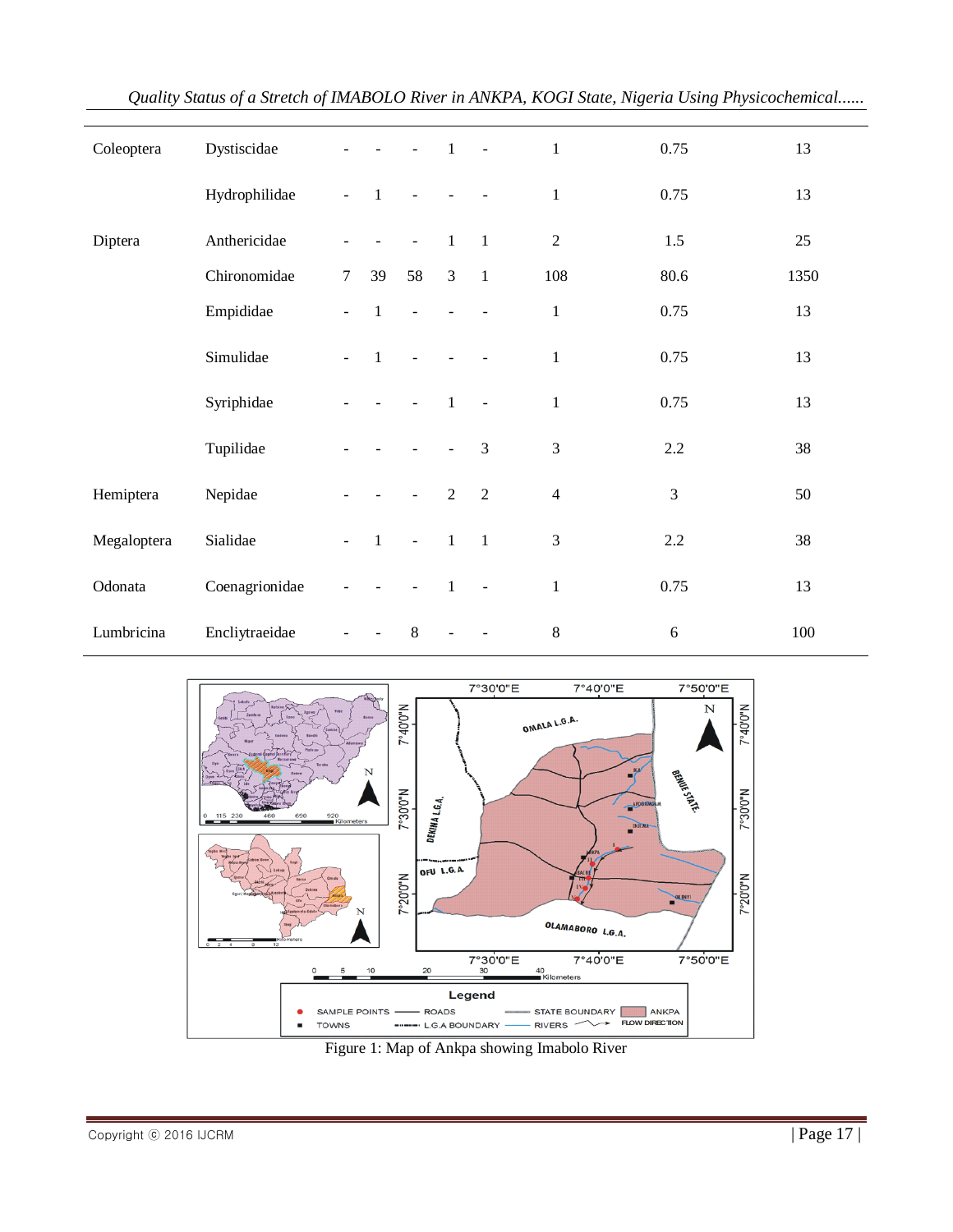| | | | | | | | | | |
|---|---|---|---|---|---|---|---|---|---|
| Coleoptera | Dystiscidae | - | - | - | 1 | - | 1 | 0.75 | 13 |
| | Hydrophilidae | - | 1 | - | - | - | 1 | 0.75 | 13 |
| Diptera | Anthericidae | - | - | - | 1 | 1 | 2 | 1.5 | 25 |
| | Chironomidae | 7 | 39 | 58 | 3 | 1 | 108 | 80.6 | 1350 |
| | Empididae | - | 1 | - | - | - | 1 | 0.75 | 13 |
| | Simulidae | - | 1 | - | - | - | 1 | 0.75 | 13 |
| | Syriphidae | - | - | - | 1 | - | 1 | 0.75 | 13 |
| | Tupilidae | - | - | - | - | 3 | 3 | 2.2 | 38 |
| Hemiptera | Nepidae | - | - | - | 2 | 2 | 4 | 3 | 50 |
| Megaloptera | Sialidae | - | 1 | - | 1 | 1 | 3 | 2.2 | 38 |
| Odonata | Coenagrionidae | - | - | - | 1 | - | 1 | 0.75 | 13 |
| Lumbricina | Encliytraeidae | - | - | 8 | - | - | 8 | 6 | 100 |

Figure 1: Map of Ankpa showing Imabolo River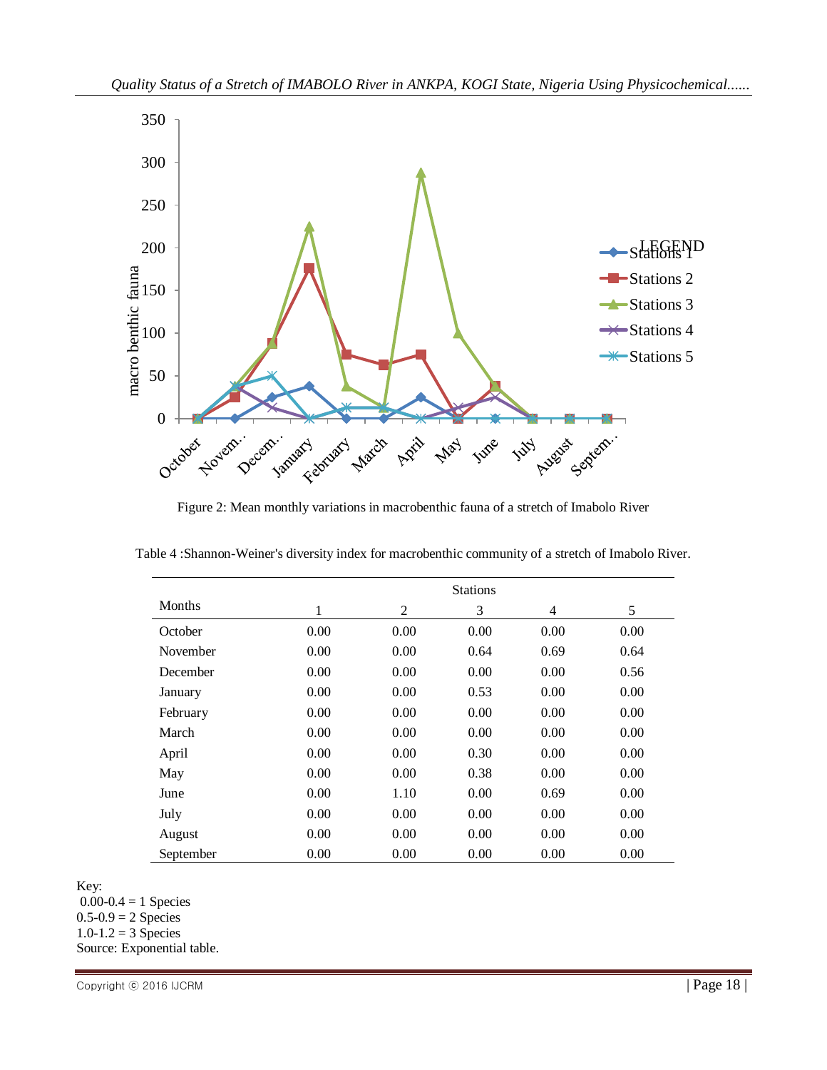Figure 2: Mean monthly variations in macrobenthic fauna of a stretch of Imabolo River

Table 4 :Shannon-Weiner's diversity index for macrobenthic community of a stretch of Imabolo River.

| Months | Stations 1 | 2 | 3 | 4 | 5 |
|---|---|---|---|---|---|
| October | 0.00 | 0.00 | 0.00 | 0.00 | 0.00 |
| November | 0.00 | 0.00 | 0.64 | 0.69 | 0.64 |
| December | 0.00 | 0.00 | 0.00 | 0.00 | 0.56 |
| January | 0.00 | 0.00 | 0.53 | 0.00 | 0.00 |
| February | 0.00 | 0.00 | 0.00 | 0.00 | 0.00 |
| March | 0.00 | 0.00 | 0.00 | 0.00 | 0.00 |
| April | 0.00 | 0.00 | 0.30 | 0.00 | 0.00 |
| May | 0.00 | 0.00 | 0.38 | 0.00 | 0.00 |
| June | 0.00 | 1.10 | 0.00 | 0.69 | 0.00 |
| July | 0.00 | 0.00 | 0.00 | 0.00 | 0.00 |
| August | 0.00 | 0.00 | 0.00 | 0.00 | 0.00 |
| September | 0.00 | 0.00 | 0.00 | 0.00 | 0.00 |

Key:
0.00-0.4 = 1 Species
0.5-0.9 = 2 Species
1.0-1.2 = 3 Species
Source: Exponential table.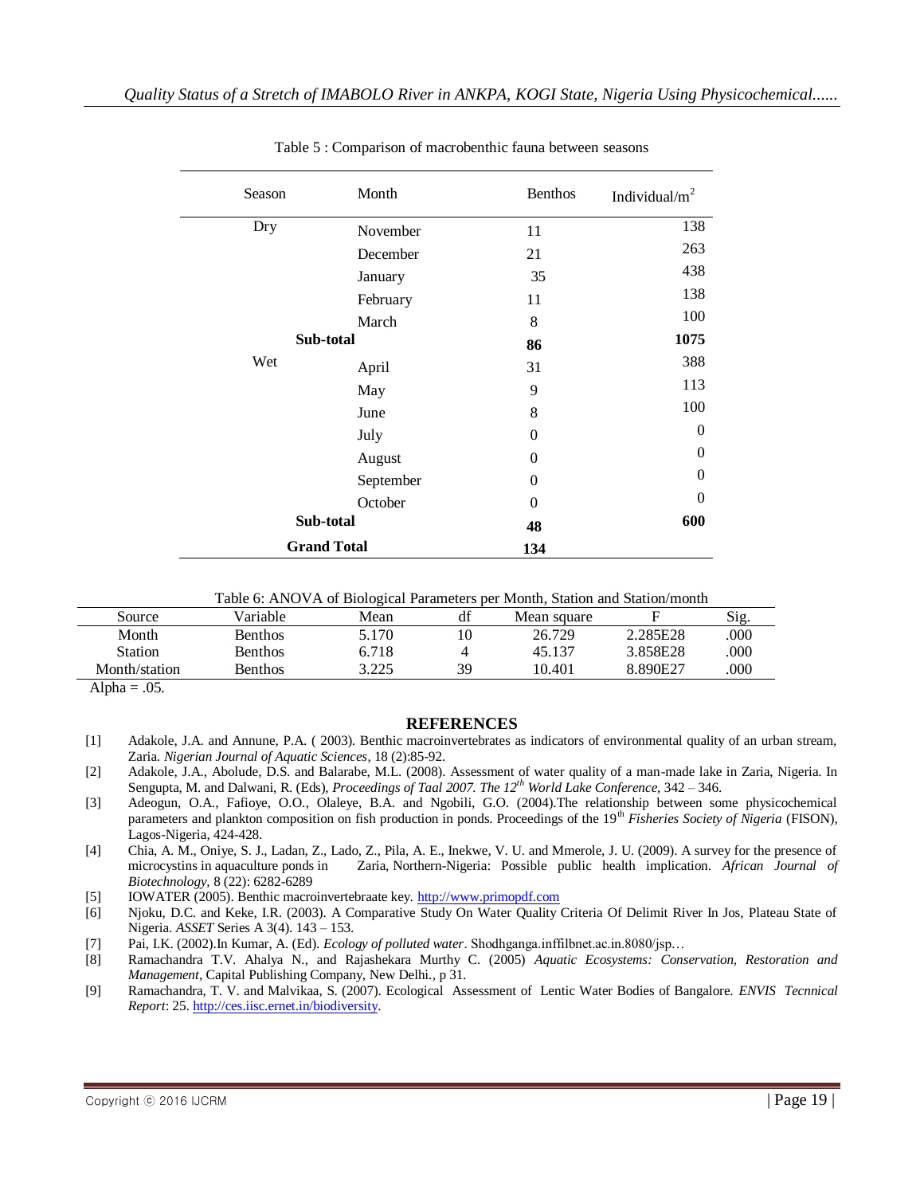Table 5 : Comparison of macrobenthic fauna between seasons

| Season | Month | Benthos | Individual/$m^2$ |
|---|---|---|---|
| Dry | November | 11 | 138 |
| | December | 21 | 263 |
| | January | 35 | 438 |
| | February | 11 | 138 |
| | March | 8 | 100 |
| **Sub-total** | | **86** | **1075** |
| Wet | April | 31 | 388 |
| | May | 9 | 113 |
| | June | 8 | 100 |
| | July | 0 | 0 |
| | August | 0 | 0 |
| | September | 0 | 0 |
| | October | 0 | 0 |
| **Sub-total** | | **48** | **600** |
| **Grand Total** | | **134** | |

Table 6: ANOVA of Biological Parameters per Month, Station and Station/month

| Source | Variable | Mean | df | Mean square | F | Sig. |
|---|---|---|---|---|---|---|
| Month | Benthos | 5.170 | 10 | 26.729 | 2.285E28 | .000 |
| Station | Benthos | 6.718 | 4 | 45.137 | 3.858E28 | .000 |
| Month/station | Benthos | 3.225 | 39 | 10.401 | 8.890E27 | .000 |

Alpha = .05.

## REFERENCES

[1] Adakole, J.A. and Annune, P.A. ( 2003). Benthic macroinvertebrates as indicators of environmental quality of an urban stream, Zaria. *Nigerian Journal of Aquatic Sciences*, 18 (2):85-92.

[2] Adakole, J.A., Abolude, D.S. and Balarabe, M.L. (2008). Assessment of water quality of a man-made lake in Zaria, Nigeria. In Sengupta, M. and Dalwani, R. (Eds), *Proceedings of Taal 2007. The 12th World Lake Conference*, 342 – 346.

[3] Adeogun, O.A., Fafioye, O.O., Olaleye, B.A. and Ngobili, G.O. (2004).The relationship between some physicochemical parameters and plankton composition on fish production in ponds. Proceedings of the 19th *Fisheries Society of Nigeria* (FISON), Lagos-Nigeria, 424-428.

[4] Chia, A. M., Oniye, S. J., Ladan, Z., Lado, Z., Pila, A. E., Inekwe, V. U. and Mmerole, J. U. (2009). A survey for the presence of microcystins in aquaculture ponds in Zaria, Northern-Nigeria: Possible public health implication. *African Journal of Biotechnology,* 8 (22): 6282-6289

[5] IOWATER (2005). Benthic macroinvertebraate key. http://www.primopdf.com

[6] Njoku, D.C. and Keke, I.R. (2003). A Comparative Study On Water Quality Criteria Of Delimit River In Jos, Plateau State of Nigeria. *ASSET* Series A 3(4). 143 – 153.

[7] Pai, I.K. (2002).In Kumar, A. (Ed). *Ecology of polluted water*. Shodhganga.inffilbnet.ac.in.8080/jsp…

[8] Ramachandra T.V. Ahalya N., and Rajashekara Murthy C. (2005) *Aquatic Ecosystems: Conservation, Restoration and Management*, Capital Publishing Company, New Delhi., p 31.

[9] Ramachandra, T. V. and Malvikaa, S. (2007). Ecological Assessment of Lentic Water Bodies of Bangalore. *ENVIS Tecnnical Report*: 25. http://ces.iisc.ernet.in/biodiversity.